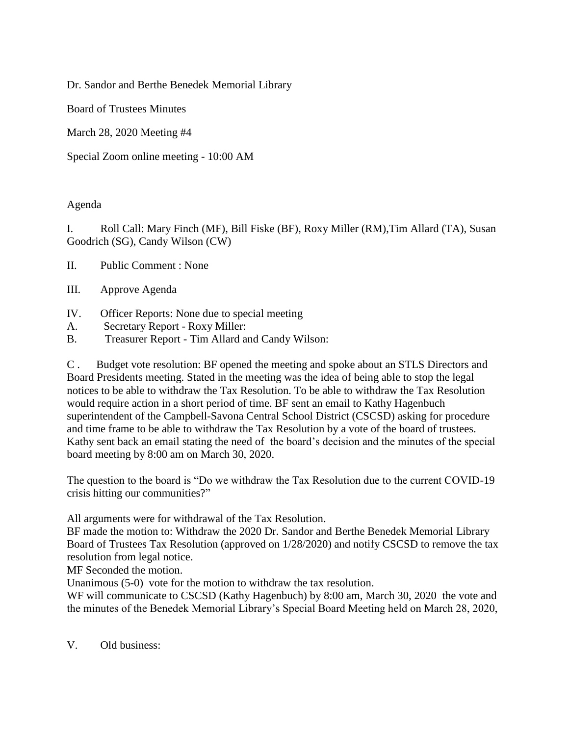Dr. Sandor and Berthe Benedek Memorial Library

Board of Trustees Minutes

March 28, 2020 Meeting #4

Special Zoom online meeting - 10:00 AM

Agenda

I. Roll Call: Mary Finch (MF), Bill Fiske (BF), Roxy Miller (RM),Tim Allard (TA), Susan Goodrich (SG), Candy Wilson (CW)

II. Public Comment : None

III. Approve Agenda

IV. Officer Reports: None due to special meeting

A. Secretary Report - Roxy Miller:

B. Treasurer Report - Tim Allard and Candy Wilson:

C . Budget vote resolution: BF opened the meeting and spoke about an STLS Directors and Board Presidents meeting. Stated in the meeting was the idea of being able to stop the legal notices to be able to withdraw the Tax Resolution. To be able to withdraw the Tax Resolution would require action in a short period of time. BF sent an email to Kathy Hagenbuch superintendent of the Campbell-Savona Central School District (CSCSD) asking for procedure and time frame to be able to withdraw the Tax Resolution by a vote of the board of trustees. Kathy sent back an email stating the need of the board's decision and the minutes of the special board meeting by 8:00 am on March 30, 2020.

The question to the board is "Do we withdraw the Tax Resolution due to the current COVID-19 crisis hitting our communities?"

All arguments were for withdrawal of the Tax Resolution.

BF made the motion to: Withdraw the 2020 Dr. Sandor and Berthe Benedek Memorial Library Board of Trustees Tax Resolution (approved on 1/28/2020) and notify CSCSD to remove the tax resolution from legal notice.

MF Seconded the motion.

Unanimous (5-0) vote for the motion to withdraw the tax resolution.

WF will communicate to CSCSD (Kathy Hagenbuch) by 8:00 am, March 30, 2020 the vote and the minutes of the Benedek Memorial Library's Special Board Meeting held on March 28, 2020,

V. Old business: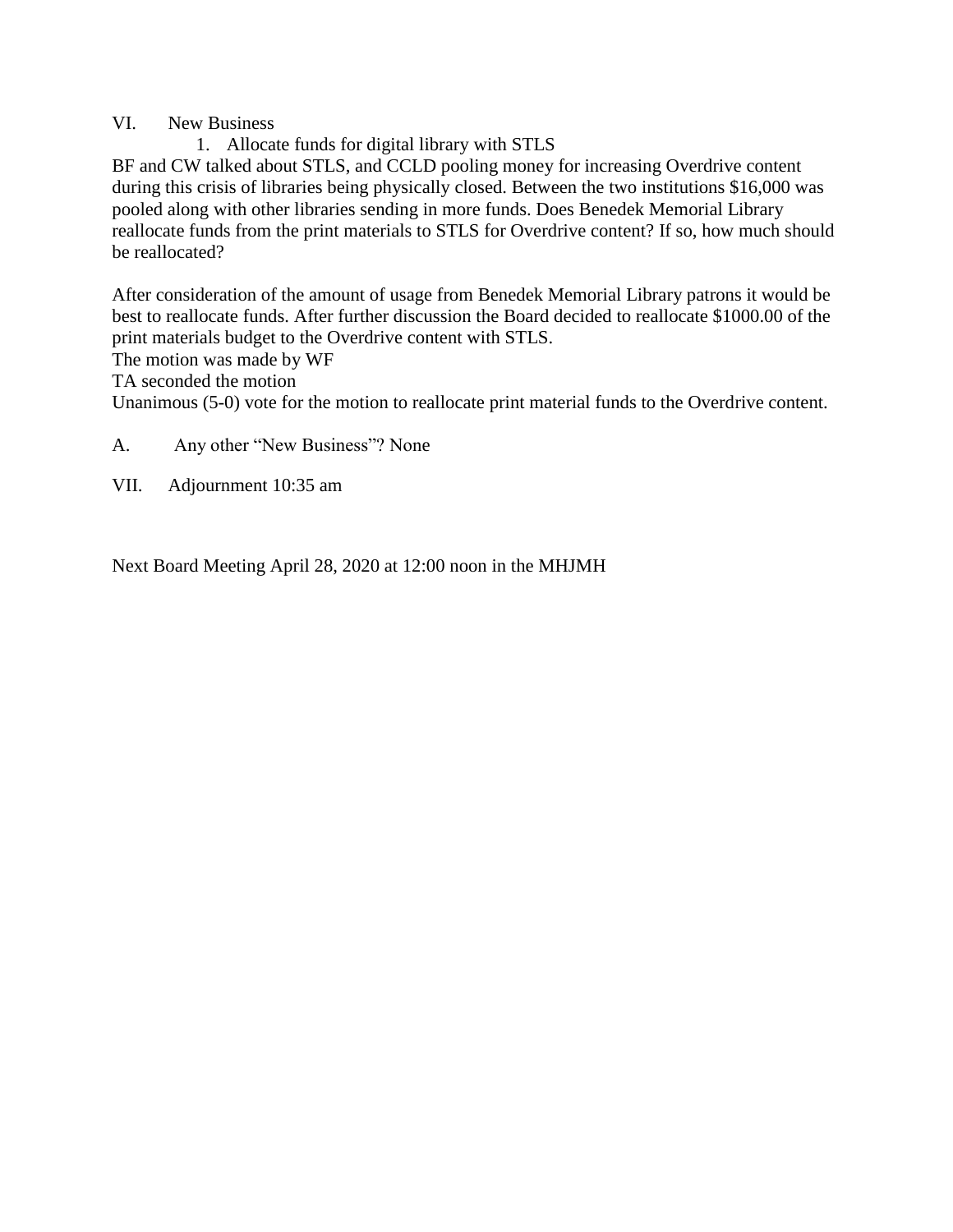VI. New Business

1. Allocate funds for digital library with STLS

BF and CW talked about STLS, and CCLD pooling money for increasing Overdrive content during this crisis of libraries being physically closed. Between the two institutions $16,000 was pooled along with other libraries sending in more funds. Does Benedek Memorial Library reallocate funds from the print materials to STLS for Overdrive content? If so, how much should be reallocated?

After consideration of the amount of usage from Benedek Memorial Library patrons it would be best to reallocate funds. After further discussion the Board decided to reallocate $1000.00 of the print materials budget to the Overdrive content with STLS.
The motion was made by WF
TA seconded the motion
Unanimous (5-0) vote for the motion to reallocate print material funds to the Overdrive content.

A. Any other “New Business”? None

VII. Adjournment 10:35 am

Next Board Meeting April 28, 2020 at 12:00 noon in the MHJMH